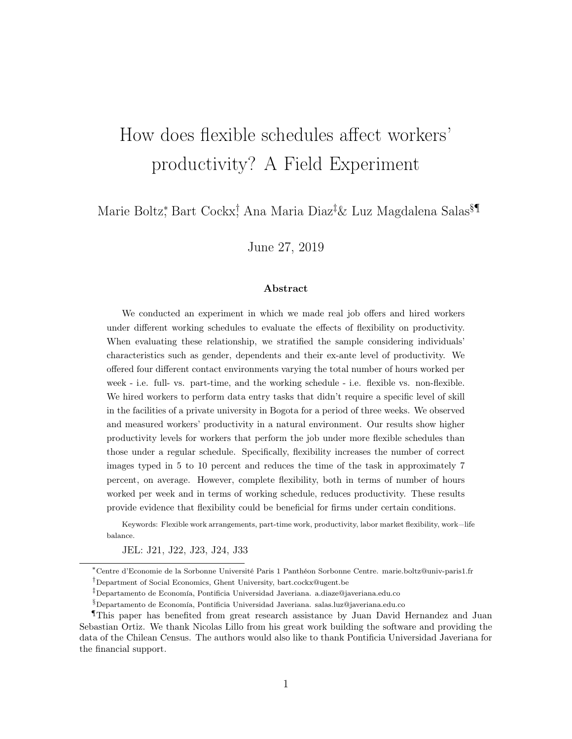# How does flexible schedules affect workers' productivity? A Field Experiment

Marie Boltz[*], Bart Cockx[†], Ana Maria Diaz[‡] & Luz Magdalena Salas[§¶]

June 27, 2019

### Abstract

We conducted an experiment in which we made real job offers and hired workers under different working schedules to evaluate the effects of flexibility on productivity. When evaluating these relationship, we stratified the sample considering individuals' characteristics such as gender, dependents and their ex-ante level of productivity. We offered four different contact environments varying the total number of hours worked per week - i.e. full- vs. part-time, and the working schedule - i.e. flexible vs. non-flexible. We hired workers to perform data entry tasks that didn't require a specific level of skill in the facilities of a private university in Bogota for a period of three weeks. We observed and measured workers' productivity in a natural environment. Our results show higher productivity levels for workers that perform the job under more flexible schedules than those under a regular schedule. Specifically, flexibility increases the number of correct images typed in 5 to 10 percent and reduces the time of the task in approximately 7 percent, on average. However, complete flexibility, both in terms of number of hours worked per week and in terms of working schedule, reduces productivity. These results provide evidence that flexibility could be beneficial for firms under certain conditions.

Keywords: Flexible work arrangements, part-time work, productivity, labor market flexibility, work−life balance.

JEL: J21, J22, J23, J24, J33

---

[*] Centre d'Economie de la Sorbonne Université Paris 1 Panthéon Sorbonne Centre. marie.boltz@univ-paris1.fr

[†] Department of Social Economics, Ghent University, bart.cockx@ugent.be

[‡] Departamento de Economía, Pontificia Universidad Javeriana. a.diaze@javeriana.edu.co

[§] Departamento de Economía, Pontificia Universidad Javeriana. salas.luz@javeriana.edu.co

[¶] This paper has benefited from great research assistance by Juan David Hernandez and Juan Sebastian Ortiz. We thank Nicolas Lillo from his great work building the software and providing the data of the Chilean Census. The authors would also like to thank Pontificia Universidad Javeriana for the financial support.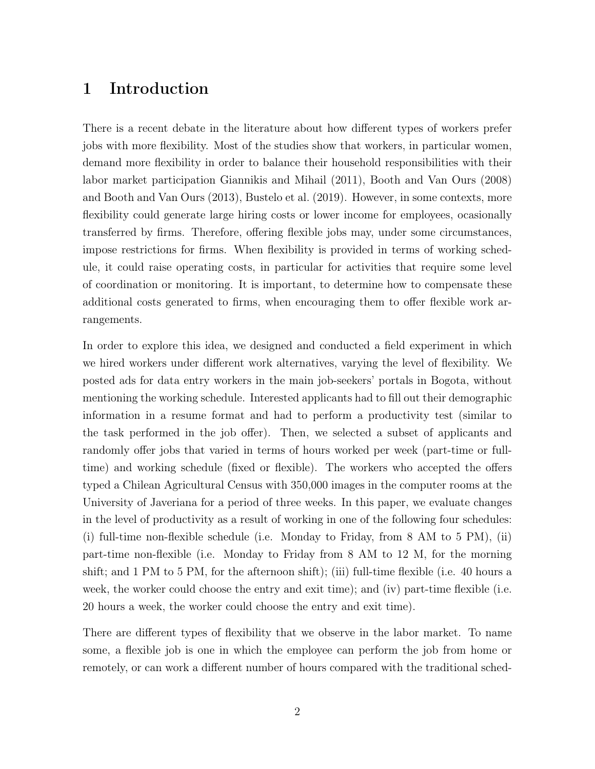# 1 Introduction

There is a recent debate in the literature about how different types of workers prefer jobs with more flexibility. Most of the studies show that workers, in particular women, demand more flexibility in order to balance their household responsibilities with their labor market participation Giannikis and Mihail (2011), Booth and Van Ours (2008) and Booth and Van Ours (2013), Bustelo et al. (2019). However, in some contexts, more flexibility could generate large hiring costs or lower income for employees, ocasionally transferred by firms. Therefore, offering flexible jobs may, under some circumstances, impose restrictions for firms. When flexibility is provided in terms of working schedule, it could raise operating costs, in particular for activities that require some level of coordination or monitoring. It is important, to determine how to compensate these additional costs generated to firms, when encouraging them to offer flexible work arrangements.

In order to explore this idea, we designed and conducted a field experiment in which we hired workers under different work alternatives, varying the level of flexibility. We posted ads for data entry workers in the main job-seekers' portals in Bogota, without mentioning the working schedule. Interested applicants had to fill out their demographic information in a resume format and had to perform a productivity test (similar to the task performed in the job offer). Then, we selected a subset of applicants and randomly offer jobs that varied in terms of hours worked per week (part-time or full-time) and working schedule (fixed or flexible). The workers who accepted the offers typed a Chilean Agricultural Census with 350,000 images in the computer rooms at the University of Javeriana for a period of three weeks. In this paper, we evaluate changes in the level of productivity as a result of working in one of the following four schedules: (i) full-time non-flexible schedule (i.e. Monday to Friday, from 8 AM to 5 PM), (ii) part-time non-flexible (i.e. Monday to Friday from 8 AM to 12 M, for the morning shift; and 1 PM to 5 PM, for the afternoon shift); (iii) full-time flexible (i.e. 40 hours a week, the worker could choose the entry and exit time); and (iv) part-time flexible (i.e. 20 hours a week, the worker could choose the entry and exit time).

There are different types of flexibility that we observe in the labor market. To name some, a flexible job is one in which the employee can perform the job from home or remotely, or can work a different number of hours compared with the traditional sched-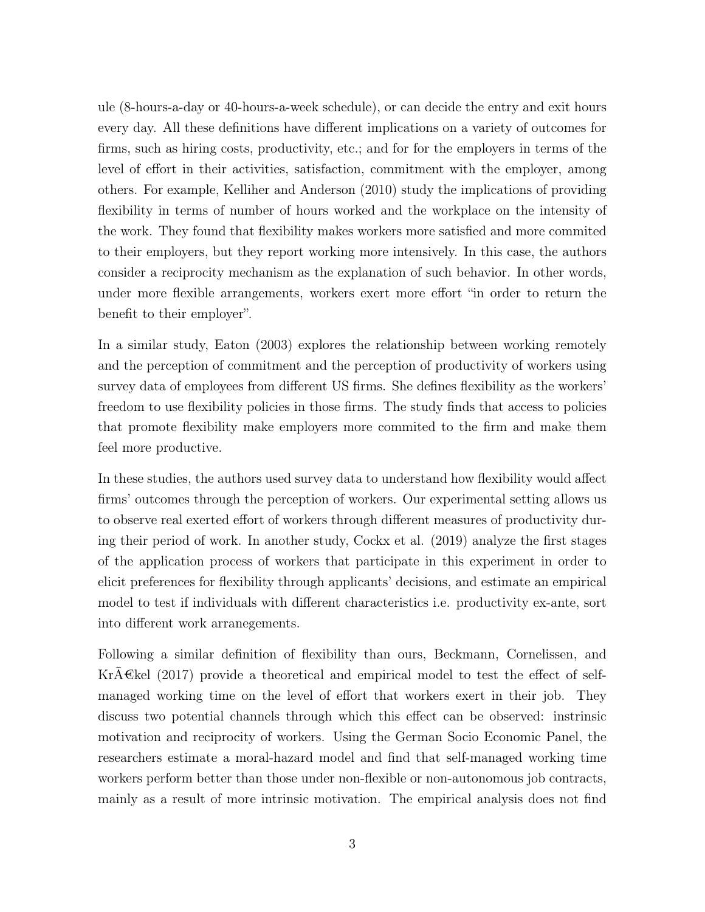ule (8-hours-a-day or 40-hours-a-week schedule), or can decide the entry and exit hours every day. All these definitions have different implications on a variety of outcomes for firms, such as hiring costs, productivity, etc.; and for for the employers in terms of the level of effort in their activities, satisfaction, commitment with the employer, among others. For example, Kelliher and Anderson (2010) study the implications of providing flexibility in terms of number of hours worked and the workplace on the intensity of the work. They found that flexibility makes workers more satisfied and more commited to their employers, but they report working more intensively. In this case, the authors consider a reciprocity mechanism as the explanation of such behavior. In other words, under more flexible arrangements, workers exert more effort "in order to return the benefit to their employer".

In a similar study, Eaton (2003) explores the relationship between working remotely and the perception of commitment and the perception of productivity of workers using survey data of employees from different US firms. She defines flexibility as the workers' freedom to use flexibility policies in those firms. The study finds that access to policies that promote flexibility make employers more commited to the firm and make them feel more productive.

In these studies, the authors used survey data to understand how flexibility would affect firms' outcomes through the perception of workers. Our experimental setting allows us to observe real exerted effort of workers through different measures of productivity during their period of work. In another study, Cockx et al. (2019) analyze the first stages of the application process of workers that participate in this experiment in order to elicit preferences for flexibility through applicants' decisions, and estimate an empirical model to test if individuals with different characteristics i.e. productivity ex-ante, sort into different work arranegements.

Following a similar definition of flexibility than ours, Beckmann, Cornelissen, and KrÃ€kel (2017) provide a theoretical and empirical model to test the effect of self-managed working time on the level of effort that workers exert in their job. They discuss two potential channels through which this effect can be observed: instrinsic motivation and reciprocity of workers. Using the German Socio Economic Panel, the researchers estimate a moral-hazard model and find that self-managed working time workers perform better than those under non-flexible or non-autonomous job contracts, mainly as a result of more intrinsic motivation. The empirical analysis does not find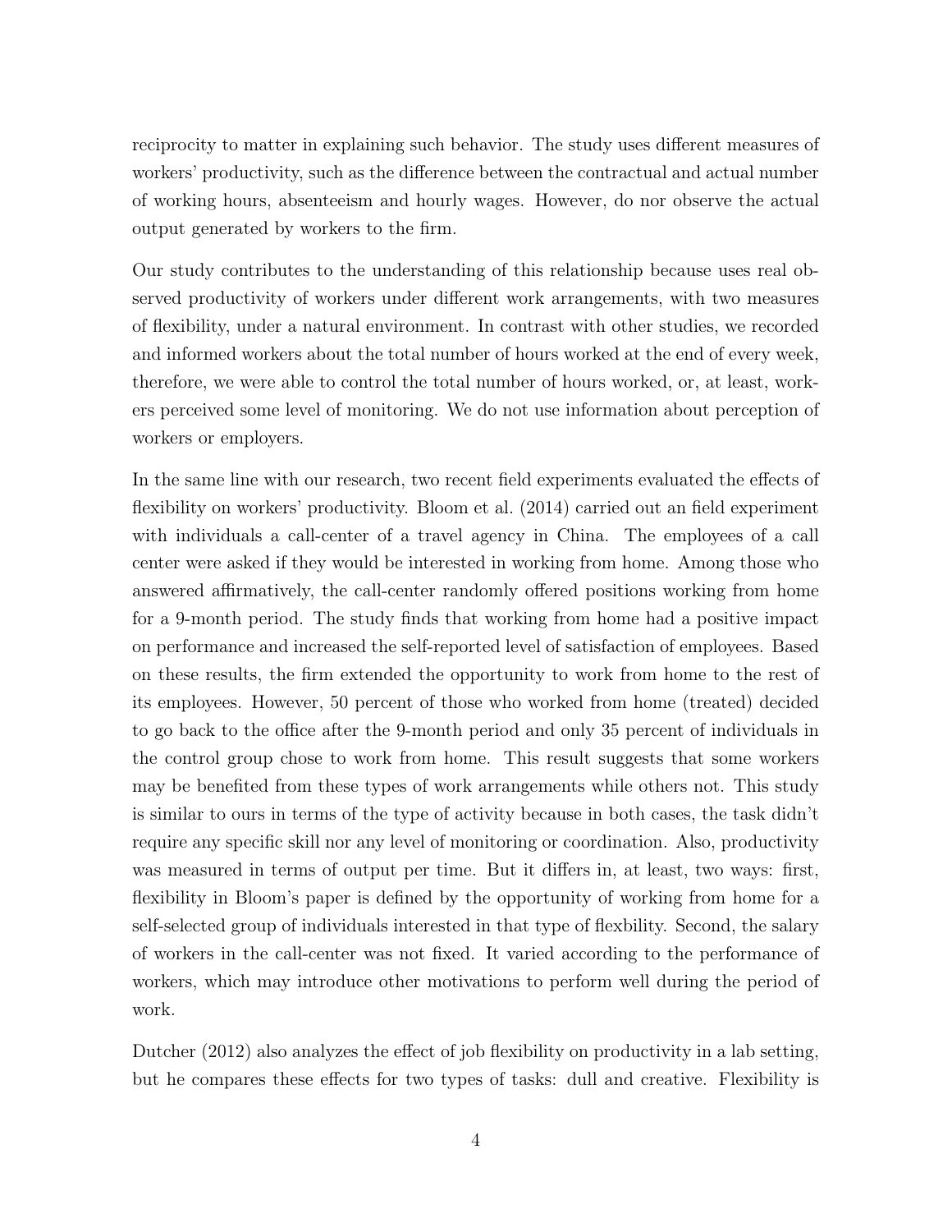reciprocity to matter in explaining such behavior. The study uses different measures of workers' productivity, such as the difference between the contractual and actual number of working hours, absenteeism and hourly wages. However, do nor observe the actual output generated by workers to the firm.

Our study contributes to the understanding of this relationship because uses real observed productivity of workers under different work arrangements, with two measures of flexibility, under a natural environment. In contrast with other studies, we recorded and informed workers about the total number of hours worked at the end of every week, therefore, we were able to control the total number of hours worked, or, at least, workers perceived some level of monitoring. We do not use information about perception of workers or employers.

In the same line with our research, two recent field experiments evaluated the effects of flexibility on workers' productivity. Bloom et al. (2014) carried out an field experiment with individuals a call-center of a travel agency in China. The employees of a call center were asked if they would be interested in working from home. Among those who answered affirmatively, the call-center randomly offered positions working from home for a 9-month period. The study finds that working from home had a positive impact on performance and increased the self-reported level of satisfaction of employees. Based on these results, the firm extended the opportunity to work from home to the rest of its employees. However, 50 percent of those who worked from home (treated) decided to go back to the office after the 9-month period and only 35 percent of individuals in the control group chose to work from home. This result suggests that some workers may be benefited from these types of work arrangements while others not. This study is similar to ours in terms of the type of activity because in both cases, the task didn't require any specific skill nor any level of monitoring or coordination. Also, productivity was measured in terms of output per time. But it differs in, at least, two ways: first, flexibility in Bloom's paper is defined by the opportunity of working from home for a self-selected group of individuals interested in that type of flexbility. Second, the salary of workers in the call-center was not fixed. It varied according to the performance of workers, which may introduce other motivations to perform well during the period of work.

Dutcher (2012) also analyzes the effect of job flexibility on productivity in a lab setting, but he compares these effects for two types of tasks: dull and creative. Flexibility is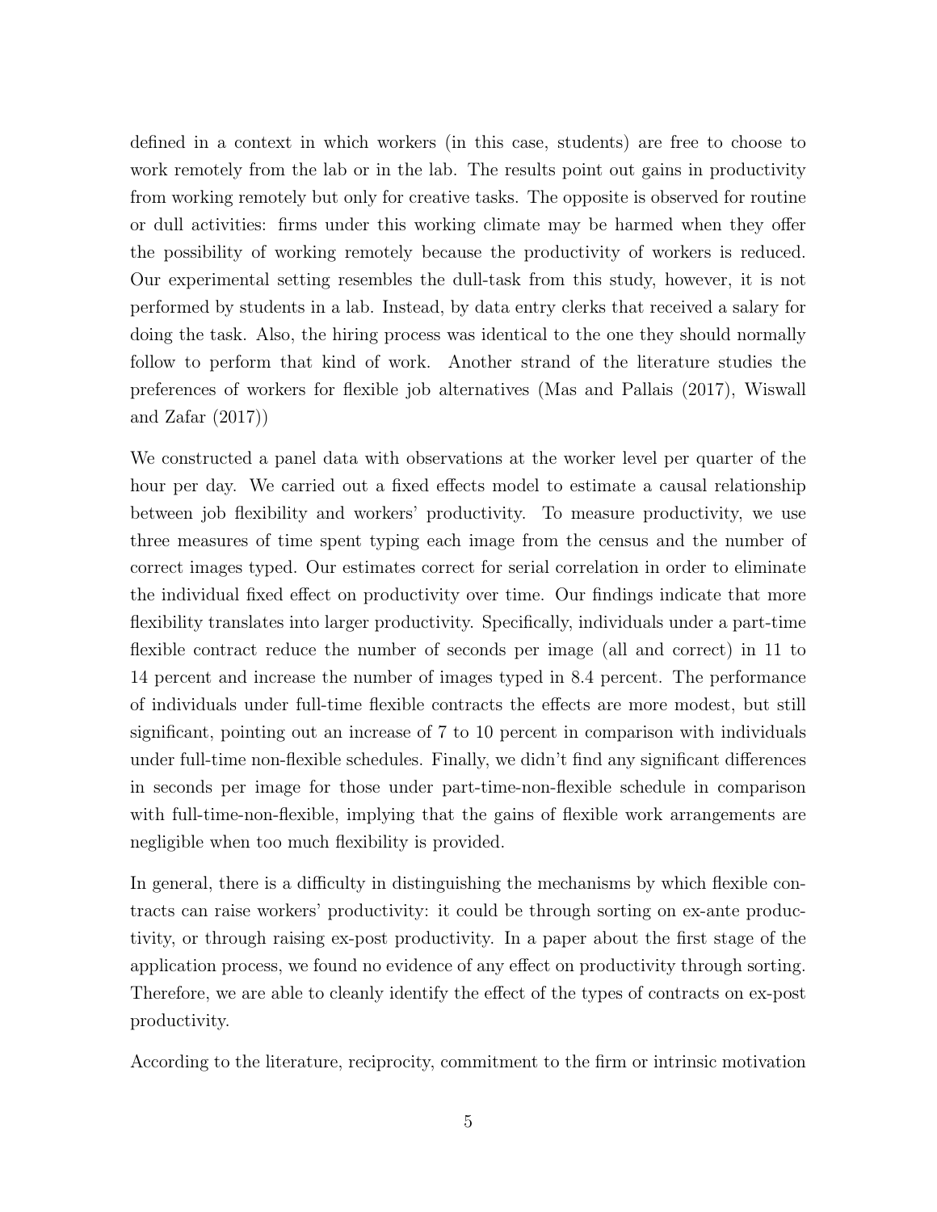defined in a context in which workers (in this case, students) are free to choose to work remotely from the lab or in the lab. The results point out gains in productivity from working remotely but only for creative tasks. The opposite is observed for routine or dull activities: firms under this working climate may be harmed when they offer the possibility of working remotely because the productivity of workers is reduced. Our experimental setting resembles the dull-task from this study, however, it is not performed by students in a lab. Instead, by data entry clerks that received a salary for doing the task. Also, the hiring process was identical to the one they should normally follow to perform that kind of work. Another strand of the literature studies the preferences of workers for flexible job alternatives (Mas and Pallais (2017), Wiswall and Zafar (2017))

We constructed a panel data with observations at the worker level per quarter of the hour per day. We carried out a fixed effects model to estimate a causal relationship between job flexibility and workers' productivity. To measure productivity, we use three measures of time spent typing each image from the census and the number of correct images typed. Our estimates correct for serial correlation in order to eliminate the individual fixed effect on productivity over time. Our findings indicate that more flexibility translates into larger productivity. Specifically, individuals under a part-time flexible contract reduce the number of seconds per image (all and correct) in 11 to 14 percent and increase the number of images typed in 8.4 percent. The performance of individuals under full-time flexible contracts the effects are more modest, but still significant, pointing out an increase of 7 to 10 percent in comparison with individuals under full-time non-flexible schedules. Finally, we didn't find any significant differences in seconds per image for those under part-time-non-flexible schedule in comparison with full-time-non-flexible, implying that the gains of flexible work arrangements are negligible when too much flexibility is provided.

In general, there is a difficulty in distinguishing the mechanisms by which flexible contracts can raise workers' productivity: it could be through sorting on ex-ante productivity, or through raising ex-post productivity. In a paper about the first stage of the application process, we found no evidence of any effect on productivity through sorting. Therefore, we are able to cleanly identify the effect of the types of contracts on ex-post productivity.

According to the literature, reciprocity, commitment to the firm or intrinsic motivation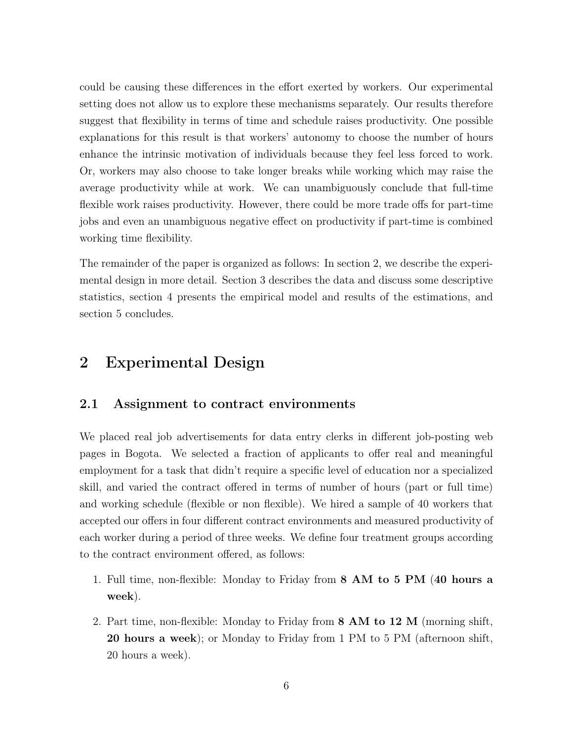could be causing these differences in the effort exerted by workers. Our experimental setting does not allow us to explore these mechanisms separately. Our results therefore suggest that flexibility in terms of time and schedule raises productivity. One possible explanations for this result is that workers' autonomy to choose the number of hours enhance the intrinsic motivation of individuals because they feel less forced to work. Or, workers may also choose to take longer breaks while working which may raise the average productivity while at work. We can unambiguously conclude that full-time flexible work raises productivity. However, there could be more trade offs for part-time jobs and even an unambiguous negative effect on productivity if part-time is combined working time flexibility.

The remainder of the paper is organized as follows: In section 2, we describe the experimental design in more detail. Section 3 describes the data and discuss some descriptive statistics, section 4 presents the empirical model and results of the estimations, and section 5 concludes.

# 2 Experimental Design

## 2.1 Assignment to contract environments

We placed real job advertisements for data entry clerks in different job-posting web pages in Bogota. We selected a fraction of applicants to offer real and meaningful employment for a task that didn't require a specific level of education nor a specialized skill, and varied the contract offered in terms of number of hours (part or full time) and working schedule (flexible or non flexible). We hired a sample of 40 workers that accepted our offers in four different contract environments and measured productivity of each worker during a period of three weeks. We define four treatment groups according to the contract environment offered, as follows:

1. Full time, non-flexible: Monday to Friday from **8 AM to 5 PM** (**40 hours a week**).
2. Part time, non-flexible: Monday to Friday from **8 AM to 12 M** (morning shift, **20 hours a week**); or Monday to Friday from 1 PM to 5 PM (afternoon shift, 20 hours a week).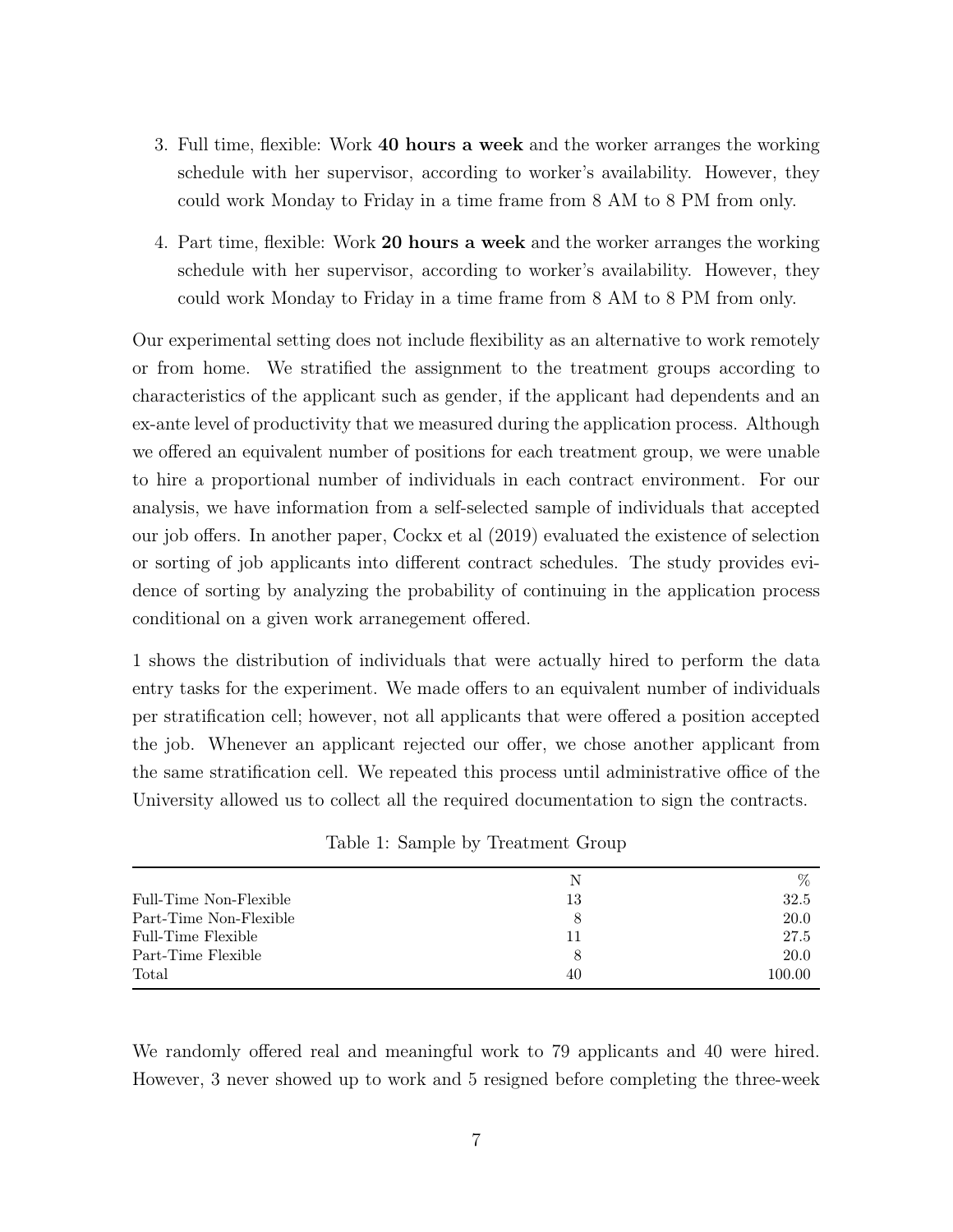3. Full time, flexible: Work **40 hours a week** and the worker arranges the working schedule with her supervisor, according to worker's availability. However, they could work Monday to Friday in a time frame from 8 AM to 8 PM from only.

4. Part time, flexible: Work **20 hours a week** and the worker arranges the working schedule with her supervisor, according to worker's availability. However, they could work Monday to Friday in a time frame from 8 AM to 8 PM from only.

Our experimental setting does not include flexibility as an alternative to work remotely or from home. We stratified the assignment to the treatment groups according to characteristics of the applicant such as gender, if the applicant had dependents and an ex-ante level of productivity that we measured during the application process. Although we offered an equivalent number of positions for each treatment group, we were unable to hire a proportional number of individuals in each contract environment. For our analysis, we have information from a self-selected sample of individuals that accepted our job offers. In another paper, Cockx et al (2019) evaluated the existence of selection or sorting of job applicants into different contract schedules. The study provides evidence of sorting by analyzing the probability of continuing in the application process conditional on a given work arranegement offered.

1 shows the distribution of individuals that were actually hired to perform the data entry tasks for the experiment. We made offers to an equivalent number of individuals per stratification cell; however, not all applicants that were offered a position accepted the job. Whenever an applicant rejected our offer, we chose another applicant from the same stratification cell. We repeated this process until administrative office of the University allowed us to collect all the required documentation to sign the contracts.

Table 1: Sample by Treatment Group

| | N | % |
|---|---|---|
| Full-Time Non-Flexible | 13 | 32.5 |
| Part-Time Non-Flexible | 8 | 20.0 |
| Full-Time Flexible | 11 | 27.5 |
| Part-Time Flexible | 8 | 20.0 |
| Total | 40 | 100.00 |

We randomly offered real and meaningful work to 79 applicants and 40 were hired. However, 3 never showed up to work and 5 resigned before completing the three-week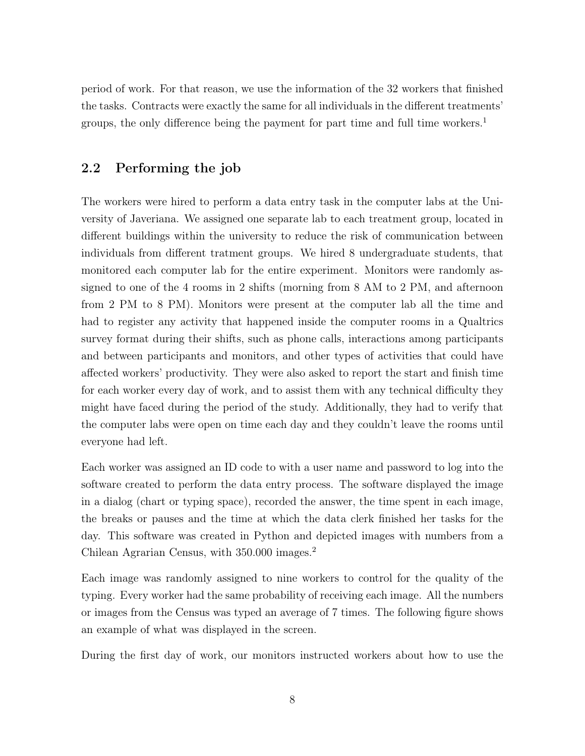period of work. For that reason, we use the information of the 32 workers that finished the tasks. Contracts were exactly the same for all individuals in the different treatments' groups, the only difference being the payment for part time and full time workers.[1]

## 2.2 Performing the job

The workers were hired to perform a data entry task in the computer labs at the University of Javeriana. We assigned one separate lab to each treatment group, located in different buildings within the university to reduce the risk of communication between individuals from different tratment groups. We hired 8 undergraduate students, that monitored each computer lab for the entire experiment. Monitors were randomly assigned to one of the 4 rooms in 2 shifts (morning from 8 AM to 2 PM, and afternoon from 2 PM to 8 PM). Monitors were present at the computer lab all the time and had to register any activity that happened inside the computer rooms in a Qualtrics survey format during their shifts, such as phone calls, interactions among participants and between participants and monitors, and other types of activities that could have affected workers' productivity. They were also asked to report the start and finish time for each worker every day of work, and to assist them with any technical difficulty they might have faced during the period of the study. Additionally, they had to verify that the computer labs were open on time each day and they couldn't leave the rooms until everyone had left.

Each worker was assigned an ID code to with a user name and password to log into the software created to perform the data entry process. The software displayed the image in a dialog (chart or typing space), recorded the answer, the time spent in each image, the breaks or pauses and the time at which the data clerk finished her tasks for the day. This software was created in Python and depicted images with numbers from a Chilean Agrarian Census, with 350.000 images.[2]

Each image was randomly assigned to nine workers to control for the quality of the typing. Every worker had the same probability of receiving each image. All the numbers or images from the Census was typed an average of 7 times. The following figure shows an example of what was displayed in the screen.

During the first day of work, our monitors instructed workers about how to use the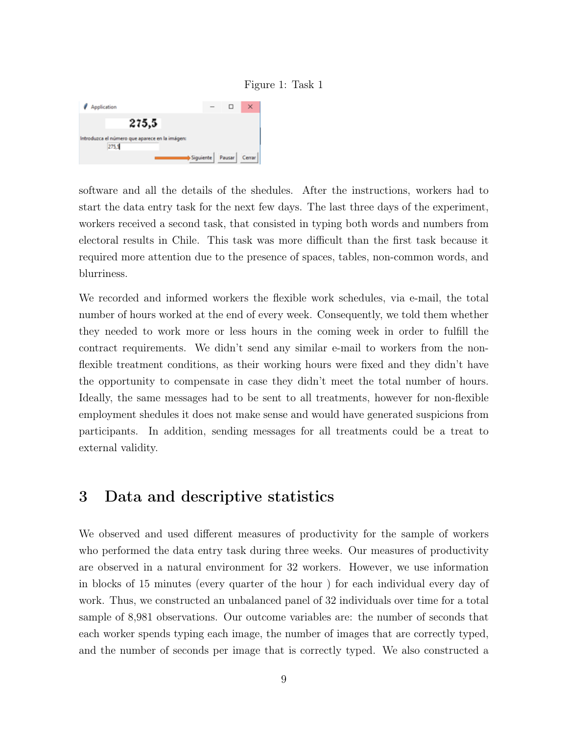Figure 1: Task 1

software and all the details of the shedules. After the instructions, workers had to start the data entry task for the next few days. The last three days of the experiment, workers received a second task, that consisted in typing both words and numbers from electoral results in Chile. This task was more difficult than the first task because it required more attention due to the presence of spaces, tables, non-common words, and blurriness.

We recorded and informed workers the flexible work schedules, via e-mail, the total number of hours worked at the end of every week. Consequently, we told them whether they needed to work more or less hours in the coming week in order to fulfill the contract requirements. We didn't send any similar e-mail to workers from the non-flexible treatment conditions, as their working hours were fixed and they didn't have the opportunity to compensate in case they didn't meet the total number of hours. Ideally, the same messages had to be sent to all treatments, however for non-flexible employment shedules it does not make sense and would have generated suspicions from participants. In addition, sending messages for all treatments could be a treat to external validity.

# 3 Data and descriptive statistics

We observed and used different measures of productivity for the sample of workers who performed the data entry task during three weeks. Our measures of productivity are observed in a natural environment for 32 workers. However, we use information in blocks of 15 minutes (every quarter of the hour ) for each individual every day of work. Thus, we constructed an unbalanced panel of 32 individuals over time for a total sample of 8,981 observations. Our outcome variables are: the number of seconds that each worker spends typing each image, the number of images that are correctly typed, and the number of seconds per image that is correctly typed. We also constructed a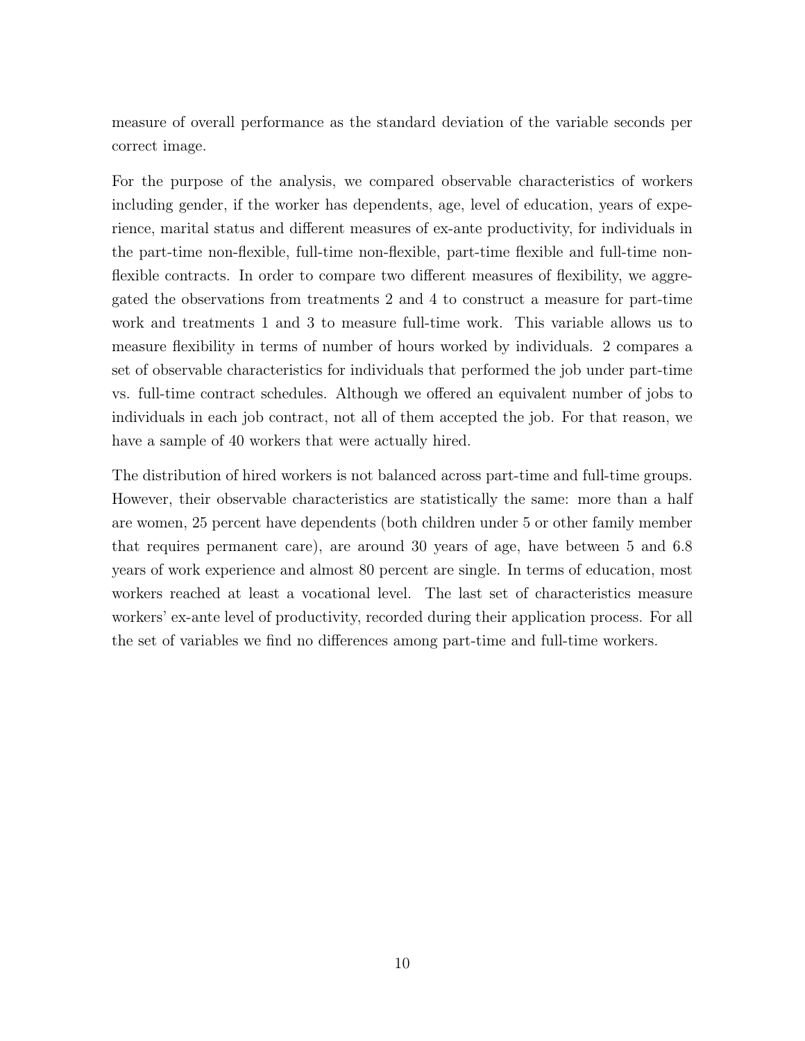measure of overall performance as the standard deviation of the variable seconds per correct image.

For the purpose of the analysis, we compared observable characteristics of workers including gender, if the worker has dependents, age, level of education, years of experience, marital status and different measures of ex-ante productivity, for individuals in the part-time non-flexible, full-time non-flexible, part-time flexible and full-time non-flexible contracts. In order to compare two different measures of flexibility, we aggregated the observations from treatments 2 and 4 to construct a measure for part-time work and treatments 1 and 3 to measure full-time work. This variable allows us to measure flexibility in terms of number of hours worked by individuals. 2 compares a set of observable characteristics for individuals that performed the job under part-time vs. full-time contract schedules. Although we offered an equivalent number of jobs to individuals in each job contract, not all of them accepted the job. For that reason, we have a sample of 40 workers that were actually hired.

The distribution of hired workers is not balanced across part-time and full-time groups. However, their observable characteristics are statistically the same: more than a half are women, 25 percent have dependents (both children under 5 or other family member that requires permanent care), are around 30 years of age, have between 5 and 6.8 years of work experience and almost 80 percent are single. In terms of education, most workers reached at least a vocational level. The last set of characteristics measure workers' ex-ante level of productivity, recorded during their application process. For all the set of variables we find no differences among part-time and full-time workers.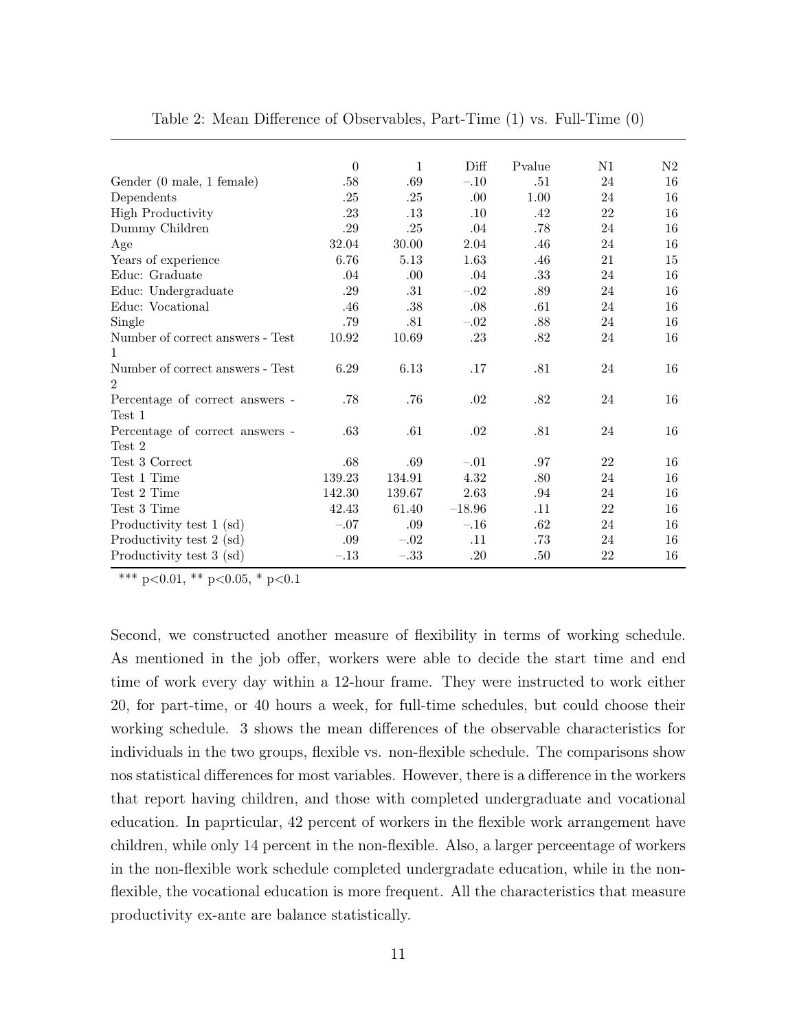Table 2: Mean Difference of Observables, Part-Time (1) vs. Full-Time (0)

| | 0 | 1 | Diff | Pvalue | N1 | N2 |
|---|---|---|---|---|---|---|
| Gender (0 male, 1 female) | .58 | .69 | −.10 | .51 | 24 | 16 |
| Dependents | .25 | .25 | .00 | 1.00 | 24 | 16 |
| High Productivity | .23 | .13 | .10 | .42 | 22 | 16 |
| Dummy Children | .29 | .25 | .04 | .78 | 24 | 16 |
| Age | 32.04 | 30.00 | 2.04 | .46 | 24 | 16 |
| Years of experience | 6.76 | 5.13 | 1.63 | .46 | 21 | 15 |
| Educ: Graduate | .04 | .00 | .04 | .33 | 24 | 16 |
| Educ: Undergraduate | .29 | .31 | −.02 | .89 | 24 | 16 |
| Educ: Vocational | .46 | .38 | .08 | .61 | 24 | 16 |
| Single | .79 | .81 | −.02 | .88 | 24 | 16 |
| Number of correct answers - Test 1 | 10.92 | 10.69 | .23 | .82 | 24 | 16 |
| Number of correct answers - Test 2 | 6.29 | 6.13 | .17 | .81 | 24 | 16 |
| Percentage of correct answers - Test 1 | .78 | .76 | .02 | .82 | 24 | 16 |
| Percentage of correct answers - Test 2 | .63 | .61 | .02 | .81 | 24 | 16 |
| Test 3 Correct | .68 | .69 | −.01 | .97 | 22 | 16 |
| Test 1 Time | 139.23 | 134.91 | 4.32 | .80 | 24 | 16 |
| Test 2 Time | 142.30 | 139.67 | 2.63 | .94 | 24 | 16 |
| Test 3 Time | 42.43 | 61.40 | −18.96 | .11 | 22 | 16 |
| Productivity test 1 (sd) | −.07 | .09 | −.16 | .62 | 24 | 16 |
| Productivity test 2 (sd) | .09 | −.02 | .11 | .73 | 24 | 16 |
| Productivity test 3 (sd) | −.13 | −.33 | .20 | .50 | 22 | 16 |

*** p<0.01, ** p<0.05, * p<0.1

Second, we constructed another measure of flexibility in terms of working schedule. As mentioned in the job offer, workers were able to decide the start time and end time of work every day within a 12-hour frame. They were instructed to work either 20, for part-time, or 40 hours a week, for full-time schedules, but could choose their working schedule. 3 shows the mean differences of the observable characteristics for individuals in the two groups, flexible vs. non-flexible schedule. The comparisons show nos statistical differences for most variables. However, there is a difference in the workers that report having children, and those with completed undergraduate and vocational education. In paprticular, 42 percent of workers in the flexible work arrangement have children, while only 14 percent in the non-flexible. Also, a larger perceentage of workers in the non-flexible work schedule completed undergradate education, while in the non-flexible, the vocational education is more frequent. All the characteristics that measure productivity ex-ante are balance statistically.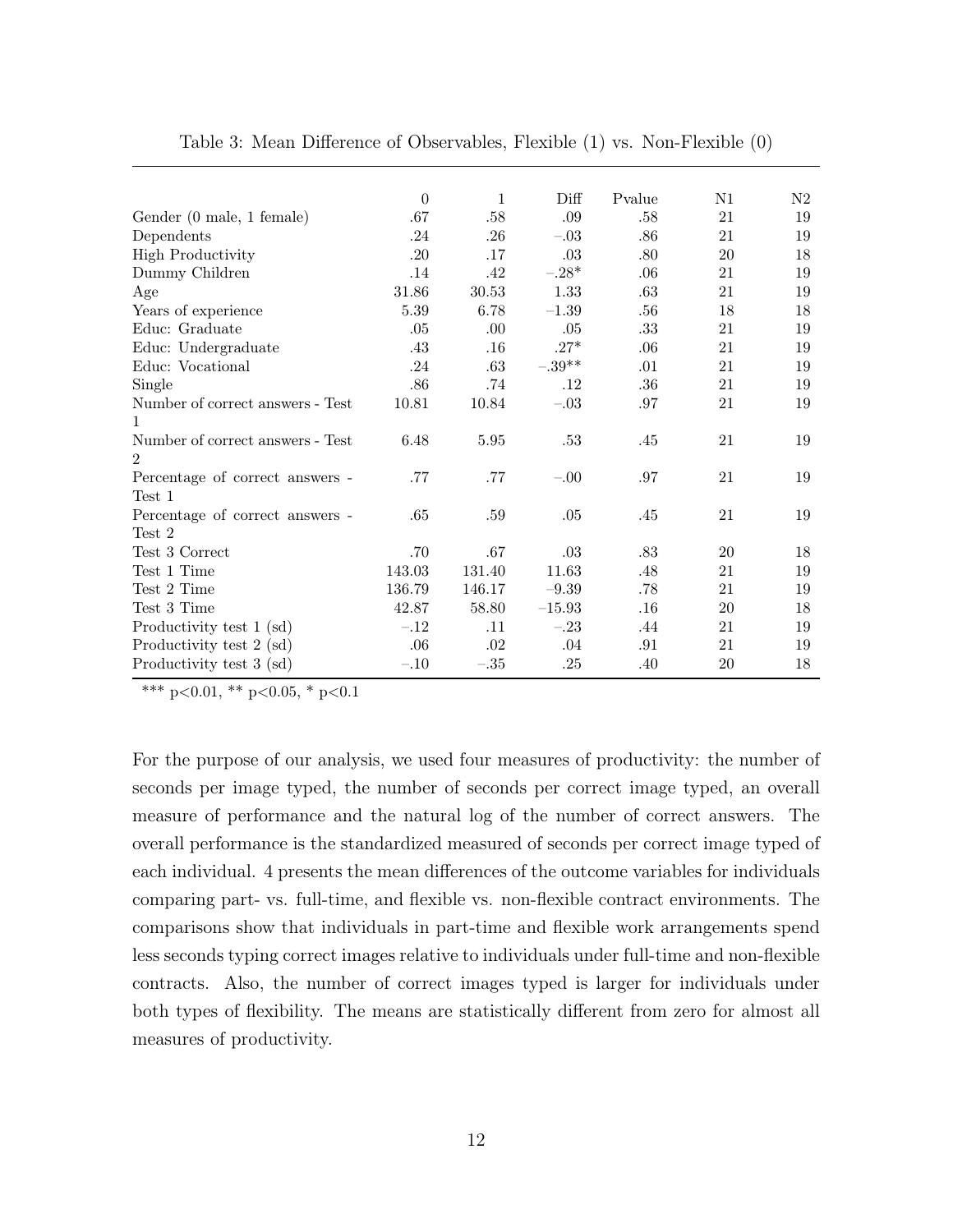Table 3: Mean Difference of Observables, Flexible (1) vs. Non-Flexible (0)

| | 0 | 1 | Diff | Pvalue | N1 | N2 |
|---|---|---|---|---|---|---|
| Gender (0 male, 1 female) | .67 | .58 | .09 | .58 | 21 | 19 |
| Dependents | .24 | .26 | −.03 | .86 | 21 | 19 |
| High Productivity | .20 | .17 | .03 | .80 | 20 | 18 |
| Dummy Children | .14 | .42 | −.28* | .06 | 21 | 19 |
| Age | 31.86 | 30.53 | 1.33 | .63 | 21 | 19 |
| Years of experience | 5.39 | 6.78 | −1.39 | .56 | 18 | 18 |
| Educ: Graduate | .05 | .00 | .05 | .33 | 21 | 19 |
| Educ: Undergraduate | .43 | .16 | .27* | .06 | 21 | 19 |
| Educ: Vocational | .24 | .63 | −.39** | .01 | 21 | 19 |
| Single | .86 | .74 | .12 | .36 | 21 | 19 |
| Number of correct answers - Test 1 | 10.81 | 10.84 | −.03 | .97 | 21 | 19 |
| Number of correct answers - Test 2 | 6.48 | 5.95 | .53 | .45 | 21 | 19 |
| Percentage of correct answers - Test 1 | .77 | .77 | −.00 | .97 | 21 | 19 |
| Percentage of correct answers - Test 2 | .65 | .59 | .05 | .45 | 21 | 19 |
| Test 3 Correct | .70 | .67 | .03 | .83 | 20 | 18 |
| Test 1 Time | 143.03 | 131.40 | 11.63 | .48 | 21 | 19 |
| Test 2 Time | 136.79 | 146.17 | −9.39 | .78 | 21 | 19 |
| Test 3 Time | 42.87 | 58.80 | −15.93 | .16 | 20 | 18 |
| Productivity test 1 (sd) | −.12 | .11 | −.23 | .44 | 21 | 19 |
| Productivity test 2 (sd) | .06 | .02 | .04 | .91 | 21 | 19 |
| Productivity test 3 (sd) | −.10 | −.35 | .25 | .40 | 20 | 18 |

*** p<0.01, ** p<0.05, * p<0.1

For the purpose of our analysis, we used four measures of productivity: the number of seconds per image typed, the number of seconds per correct image typed, an overall measure of performance and the natural log of the number of correct answers. The overall performance is the standardized measured of seconds per correct image typed of each individual. 4 presents the mean differences of the outcome variables for individuals comparing part- vs. full-time, and flexible vs. non-flexible contract environments. The comparisons show that individuals in part-time and flexible work arrangements spend less seconds typing correct images relative to individuals under full-time and non-flexible contracts. Also, the number of correct images typed is larger for individuals under both types of flexibility. The means are statistically different from zero for almost all measures of productivity.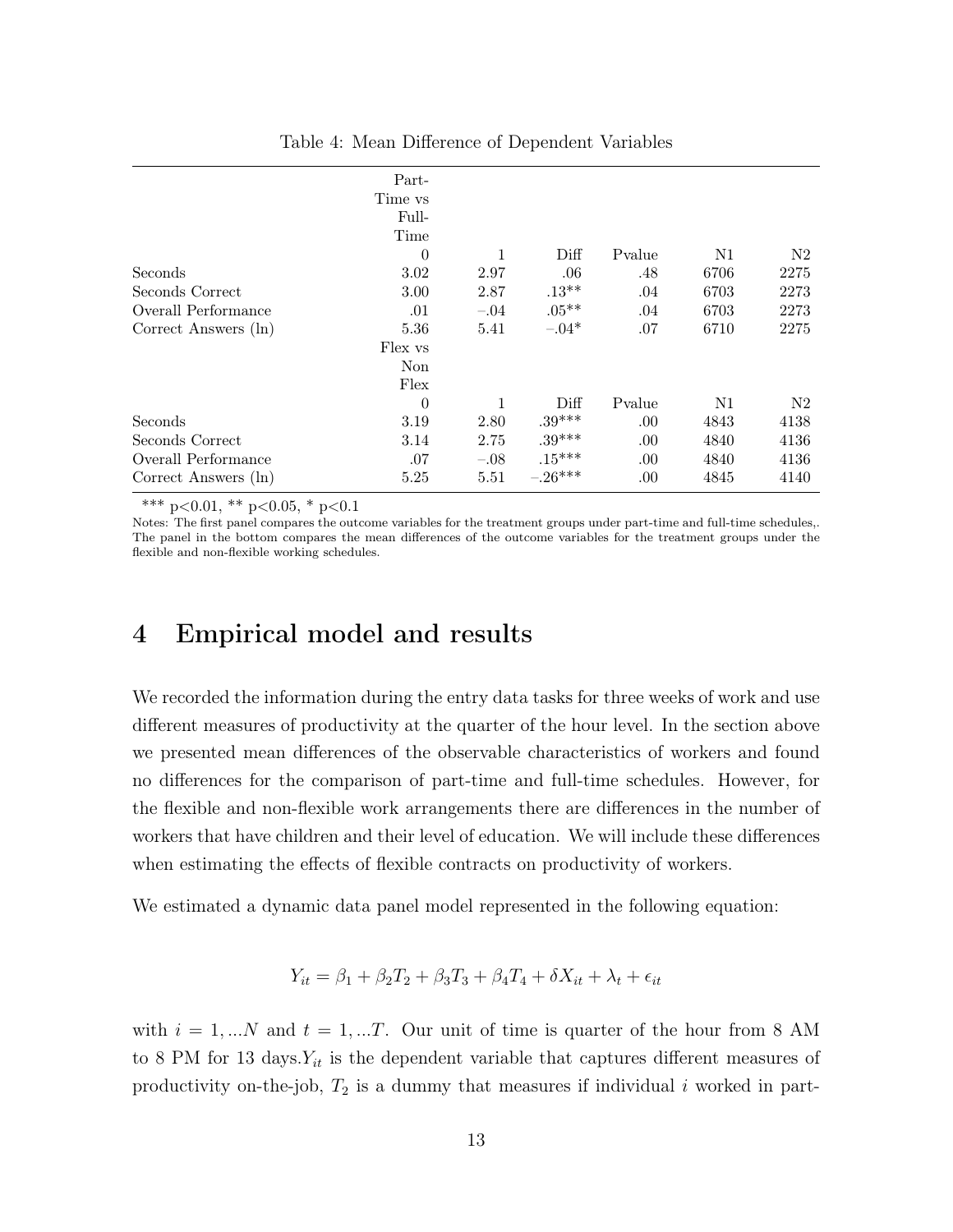Table 4: Mean Difference of Dependent Variables

| | Part-Time vs Full-Time | | | | | |
|---|---|---|---|---|---|---|
| | 0 | 1 | Diff | Pvalue | N1 | N2 |
| Seconds | 3.02 | 2.97 | .06 | .48 | 6706 | 2275 |
| Seconds Correct | 3.00 | 2.87 | .13** | .04 | 6703 | 2273 |
| Overall Performance | .01 | −.04 | .05** | .04 | 6703 | 2273 |
| Correct Answers (ln) | 5.36 | 5.41 | −.04* | .07 | 6710 | 2275 |
| | Flex vs Non Flex | | | | | |
| | 0 | 1 | Diff | Pvalue | N1 | N2 |
| Seconds | 3.19 | 2.80 | .39*** | .00 | 4843 | 4138 |
| Seconds Correct | 3.14 | 2.75 | .39*** | .00 | 4840 | 4136 |
| Overall Performance | .07 | −.08 | .15*** | .00 | 4840 | 4136 |
| Correct Answers (ln) | 5.25 | 5.51 | −.26*** | .00 | 4845 | 4140 |

*** p<0.01, ** p<0.05, * p<0.1

Notes: The first panel compares the outcome variables for the treatment groups under part-time and full-time schedules,. The panel in the bottom compares the mean differences of the outcome variables for the treatment groups under the flexible and non-flexible working schedules.

# 4 Empirical model and results

We recorded the information during the entry data tasks for three weeks of work and use different measures of productivity at the quarter of the hour level. In the section above we presented mean differences of the observable characteristics of workers and found no differences for the comparison of part-time and full-time schedules. However, for the flexible and non-flexible work arrangements there are differences in the number of workers that have children and their level of education. We will include these differences when estimating the effects of flexible contracts on productivity of workers.

We estimated a dynamic data panel model represented in the following equation:

$$Y_{it} = \beta_1 + \beta_2 T_2 + \beta_3 T_3 + \beta_4 T_4 + \delta X_{it} + \lambda_t + \epsilon_{it}$$

with $i = 1, ...N$ and $t = 1, ...T$. Our unit of time is quarter of the hour from 8 AM to 8 PM for 13 days.$Y_{it}$ is the dependent variable that captures different measures of productivity on-the-job, $T_2$ is a dummy that measures if individual $i$ worked in part-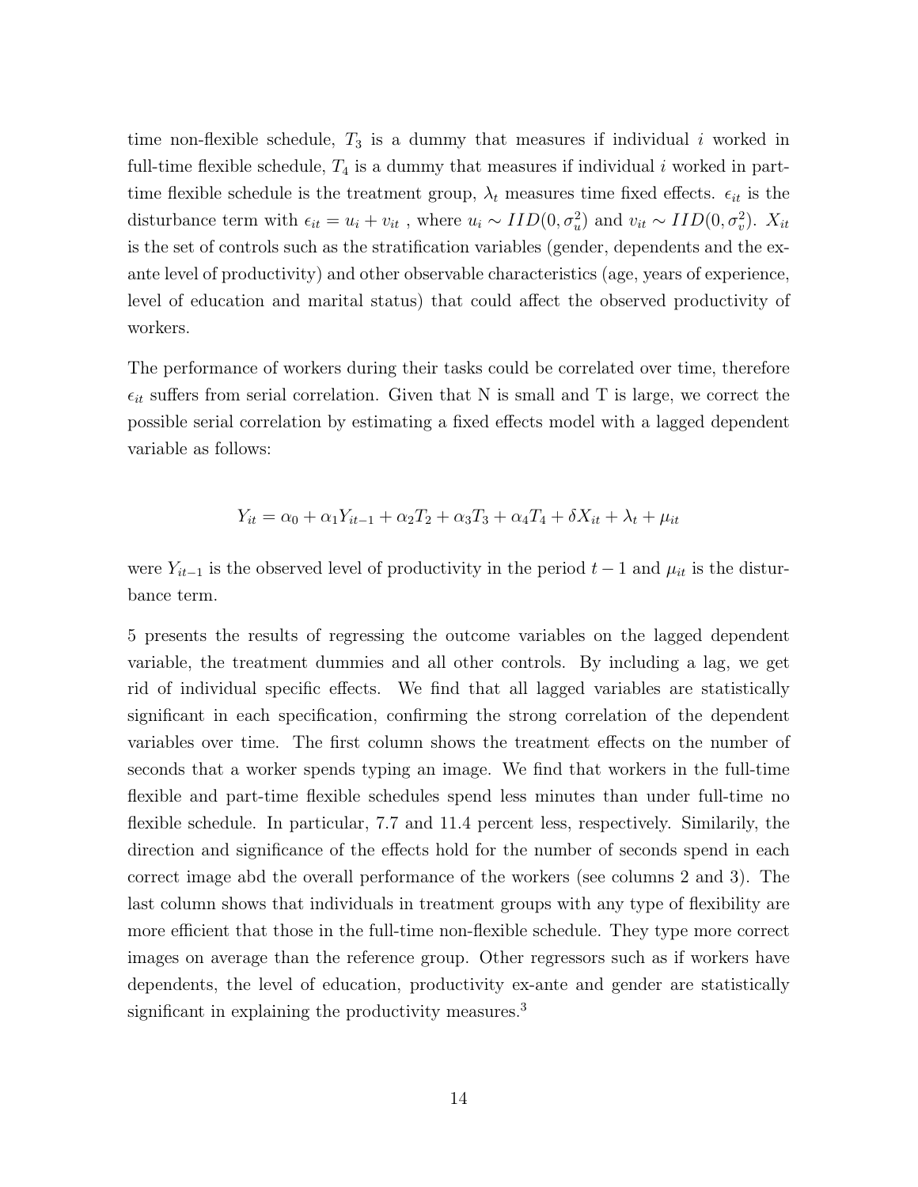time non-flexible schedule, $T_3$ is a dummy that measures if individual $i$ worked in full-time flexible schedule, $T_4$ is a dummy that measures if individual $i$ worked in part-time flexible schedule is the treatment group, $\lambda_t$ measures time fixed effects. $\epsilon_{it}$ is the disturbance term with $\epsilon_{it} = u_i + v_{it}$ , where $u_i \sim IID(0, \sigma_u^2)$ and $v_{it} \sim IID(0, \sigma_v^2)$. $X_{it}$ is the set of controls such as the stratification variables (gender, dependents and the ex-ante level of productivity) and other observable characteristics (age, years of experience, level of education and marital status) that could affect the observed productivity of workers.

The performance of workers during their tasks could be correlated over time, therefore $\epsilon_{it}$ suffers from serial correlation. Given that N is small and T is large, we correct the possible serial correlation by estimating a fixed effects model with a lagged dependent variable as follows:

$$Y_{it} = \alpha_0 + \alpha_1 Y_{it-1} + \alpha_2 T_2 + \alpha_3 T_3 + \alpha_4 T_4 + \delta X_{it} + \lambda_t + \mu_{it}$$

were $Y_{it-1}$ is the observed level of productivity in the period $t-1$ and $\mu_{it}$ is the disturbance term.

5 presents the results of regressing the outcome variables on the lagged dependent variable, the treatment dummies and all other controls. By including a lag, we get rid of individual specific effects. We find that all lagged variables are statistically significant in each specification, confirming the strong correlation of the dependent variables over time. The first column shows the treatment effects on the number of seconds that a worker spends typing an image. We find that workers in the full-time flexible and part-time flexible schedules spend less minutes than under full-time no flexible schedule. In particular, 7.7 and 11.4 percent less, respectively. Similarily, the direction and significance of the effects hold for the number of seconds spend in each correct image abd the overall performance of the workers (see columns 2 and 3). The last column shows that individuals in treatment groups with any type of flexibility are more efficient that those in the full-time non-flexible schedule. They type more correct images on average than the reference group. Other regressors such as if workers have dependents, the level of education, productivity ex-ante and gender are statistically significant in explaining the productivity measures.[3]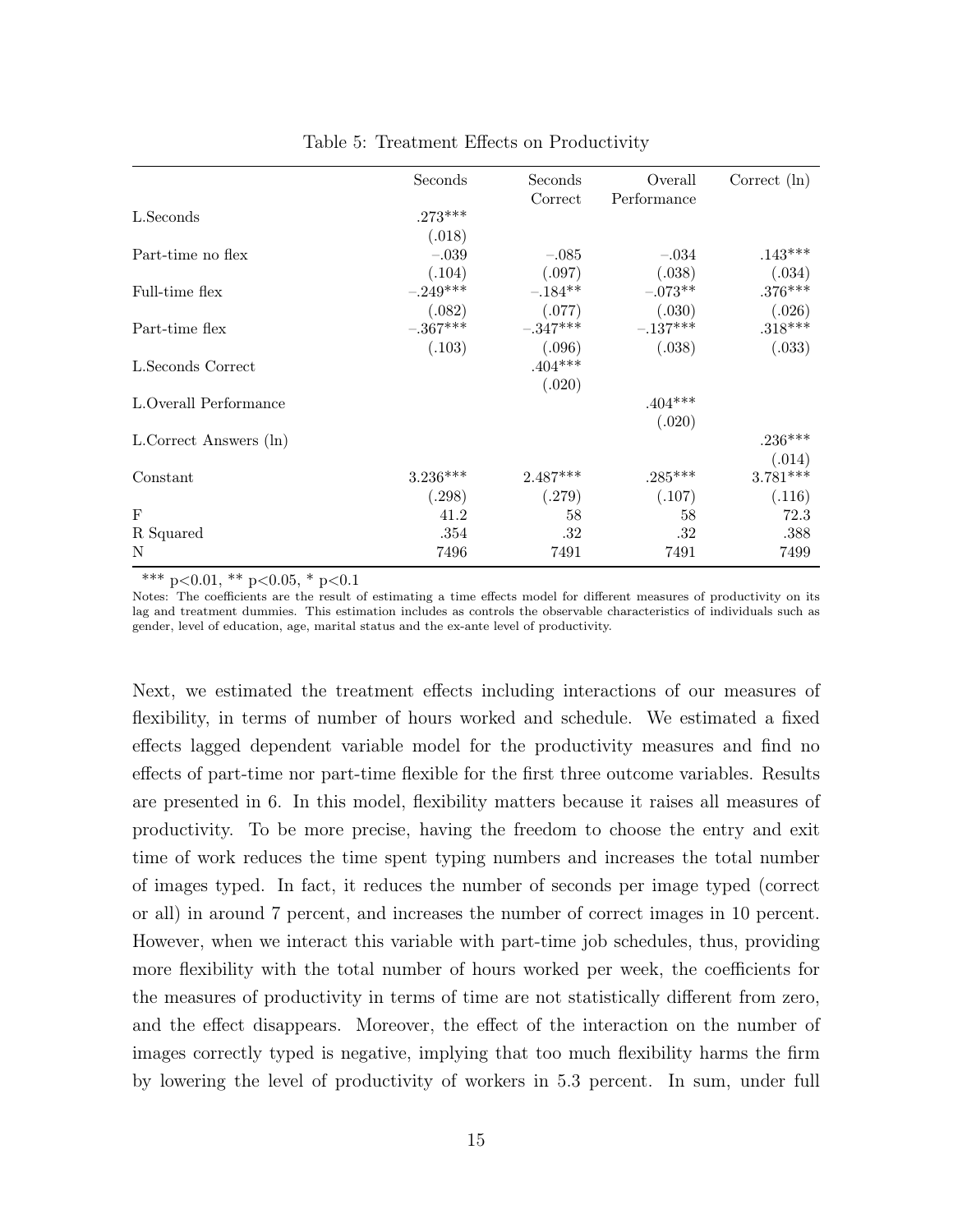Table 5: Treatment Effects on Productivity

| | Seconds | Seconds Correct | Overall Performance | Correct (ln) |
|---|---|---|---|---|
| L.Seconds | .273*** | | | |
| | (.018) | | | |
| Part-time no flex | −.039 | −.085 | −.034 | .143*** |
| | (.104) | (.097) | (.038) | (.034) |
| Full-time flex | −.249*** | −.184** | −.073** | .376*** |
| | (.082) | (.077) | (.030) | (.026) |
| Part-time flex | −.367*** | −.347*** | −.137*** | .318*** |
| | (.103) | (.096) | (.038) | (.033) |
| L.Seconds Correct | | .404*** | | |
| | | (.020) | | |
| L.Overall Performance | | | .404*** | |
| | | | (.020) | |
| L.Correct Answers (ln) | | | | .236*** |
| | | | | (.014) |
| Constant | 3.236*** | 2.487*** | .285*** | 3.781*** |
| | (.298) | (.279) | (.107) | (.116) |
| F | 41.2 | 58 | 58 | 72.3 |
| R Squared | .354 | .32 | .32 | .388 |
| N | 7496 | 7491 | 7491 | 7499 |

*** $p<0.01$, ** $p<0.05$, * $p<0.1$

Notes: The coefficients are the result of estimating a time effects model for different measures of productivity on its lag and treatment dummies. This estimation includes as controls the observable characteristics of individuals such as gender, level of education, age, marital status and the ex-ante level of productivity.

Next, we estimated the treatment effects including interactions of our measures of flexibility, in terms of number of hours worked and schedule. We estimated a fixed effects lagged dependent variable model for the productivity measures and find no effects of part-time nor part-time flexible for the first three outcome variables. Results are presented in 6. In this model, flexibility matters because it raises all measures of productivity. To be more precise, having the freedom to choose the entry and exit time of work reduces the time spent typing numbers and increases the total number of images typed. In fact, it reduces the number of seconds per image typed (correct or all) in around 7 percent, and increases the number of correct images in 10 percent. However, when we interact this variable with part-time job schedules, thus, providing more flexibility with the total number of hours worked per week, the coefficients for the measures of productivity in terms of time are not statistically different from zero, and the effect disappears. Moreover, the effect of the interaction on the number of images correctly typed is negative, implying that too much flexibility harms the firm by lowering the level of productivity of workers in 5.3 percent. In sum, under full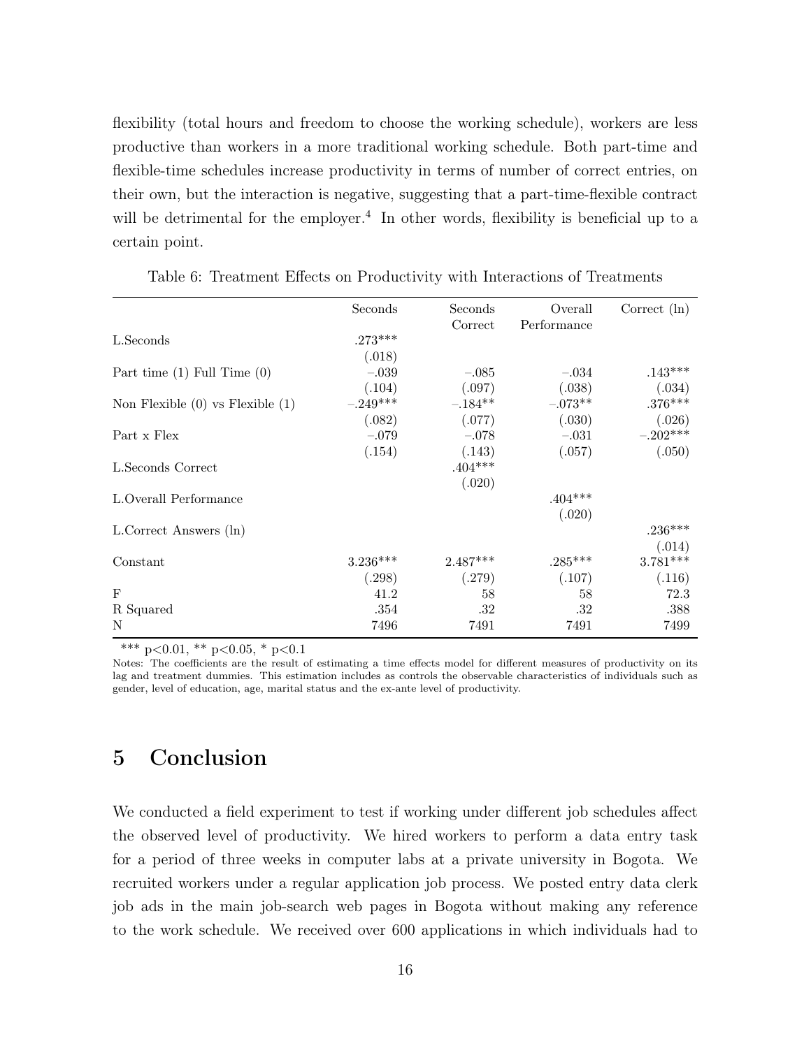flexibility (total hours and freedom to choose the working schedule), workers are less productive than workers in a more traditional working schedule. Both part-time and flexible-time schedules increase productivity in terms of number of correct entries, on their own, but the interaction is negative, suggesting that a part-time-flexible contract will be detrimental for the employer.[4] In other words, flexibility is beneficial up to a certain point.

Table 6: Treatment Effects on Productivity with Interactions of Treatments

| | Seconds | Seconds Correct | Overall Performance | Correct (ln) |
|---|---|---|---|---|
| L.Seconds | .273*** | | | |
| | (.018) | | | |
| Part time (1) Full Time (0) | −.039 | −.085 | −.034 | .143*** |
| | (.104) | (.097) | (.038) | (.034) |
| Non Flexible (0) vs Flexible (1) | −.249*** | −.184** | −.073** | .376*** |
| | (.082) | (.077) | (.030) | (.026) |
| Part x Flex | −.079 | −.078 | −.031 | −.202*** |
| | (.154) | (.143) | (.057) | (.050) |
| L.Seconds Correct | | .404*** | | |
| | | (.020) | | |
| L.Overall Performance | | | .404*** | |
| | | | (.020) | |
| L.Correct Answers (ln) | | | | .236*** |
| | | | | (.014) |
| Constant | 3.236*** | 2.487*** | .285*** | 3.781*** |
| | (.298) | (.279) | (.107) | (.116) |
| F | 41.2 | 58 | 58 | 72.3 |
| R Squared | .354 | .32 | .32 | .388 |
| N | 7496 | 7491 | 7491 | 7499 |

*** p<0.01, ** p<0.05, * p<0.1

Notes: The coefficients are the result of estimating a time effects model for different measures of productivity on its lag and treatment dummies. This estimation includes as controls the observable characteristics of individuals such as gender, level of education, age, marital status and the ex-ante level of productivity.

# 5 Conclusion

We conducted a field experiment to test if working under different job schedules affect the observed level of productivity. We hired workers to perform a data entry task for a period of three weeks in computer labs at a private university in Bogota. We recruited workers under a regular application job process. We posted entry data clerk job ads in the main job-search web pages in Bogota without making any reference to the work schedule. We received over 600 applications in which individuals had to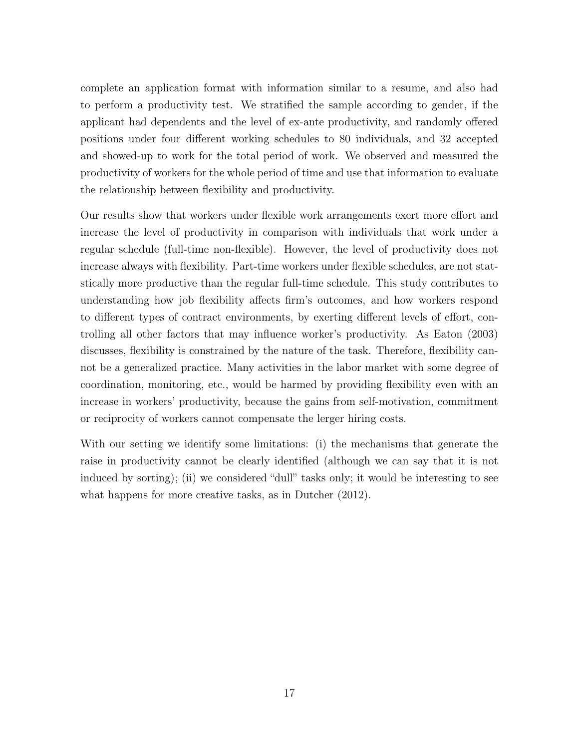complete an application format with information similar to a resume, and also had to perform a productivity test. We stratified the sample according to gender, if the applicant had dependents and the level of ex-ante productivity, and randomly offered positions under four different working schedules to 80 individuals, and 32 accepted and showed-up to work for the total period of work. We observed and measured the productivity of workers for the whole period of time and use that information to evaluate the relationship between flexibility and productivity.

Our results show that workers under flexible work arrangements exert more effort and increase the level of productivity in comparison with individuals that work under a regular schedule (full-time non-flexible). However, the level of productivity does not increase always with flexibility. Part-time workers under flexible schedules, are not statstically more productive than the regular full-time schedule. This study contributes to understanding how job flexibility affects firm's outcomes, and how workers respond to different types of contract environments, by exerting different levels of effort, controlling all other factors that may influence worker's productivity. As Eaton (2003) discusses, flexibility is constrained by the nature of the task. Therefore, flexibility cannot be a generalized practice. Many activities in the labor market with some degree of coordination, monitoring, etc., would be harmed by providing flexibility even with an increase in workers' productivity, because the gains from self-motivation, commitment or reciprocity of workers cannot compensate the lerger hiring costs.

With our setting we identify some limitations: (i) the mechanisms that generate the raise in productivity cannot be clearly identified (although we can say that it is not induced by sorting); (ii) we considered "dull" tasks only; it would be interesting to see what happens for more creative tasks, as in Dutcher (2012).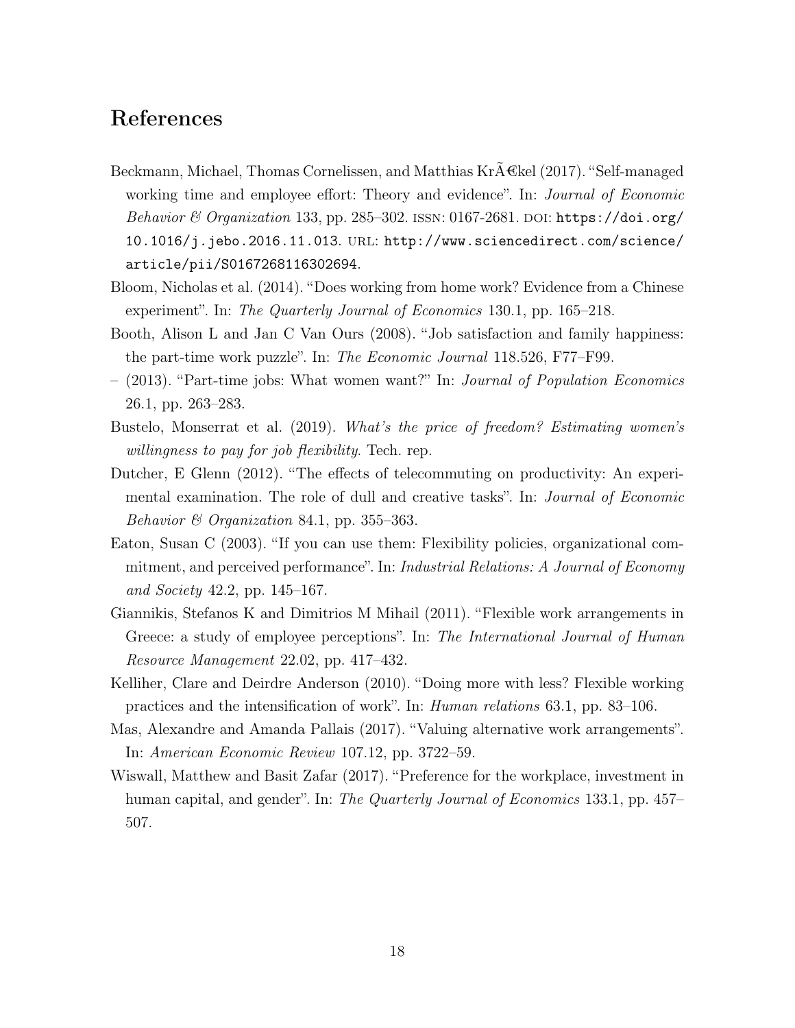# References

Beckmann, Michael, Thomas Cornelissen, and Matthias KrÃ€kel (2017). "Self-managed working time and employee effort: Theory and evidence". In: *Journal of Economic Behavior & Organization* 133, pp. 285–302. ISSN: 0167-2681. DOI: https://doi.org/10.1016/j.jebo.2016.11.013. URL: http://www.sciencedirect.com/science/article/pii/S0167268116302694.

Bloom, Nicholas et al. (2014). "Does working from home work? Evidence from a Chinese experiment". In: *The Quarterly Journal of Economics* 130.1, pp. 165–218.

Booth, Alison L and Jan C Van Ours (2008). "Job satisfaction and family happiness: the part-time work puzzle". In: *The Economic Journal* 118.526, F77–F99.

– (2013). "Part-time jobs: What women want?" In: *Journal of Population Economics* 26.1, pp. 263–283.

Bustelo, Monserrat et al. (2019). *What's the price of freedom? Estimating women's willingness to pay for job flexibility*. Tech. rep.

Dutcher, E Glenn (2012). "The effects of telecommuting on productivity: An experimental examination. The role of dull and creative tasks". In: *Journal of Economic Behavior & Organization* 84.1, pp. 355–363.

Eaton, Susan C (2003). "If you can use them: Flexibility policies, organizational commitment, and perceived performance". In: *Industrial Relations: A Journal of Economy and Society* 42.2, pp. 145–167.

Giannikis, Stefanos K and Dimitrios M Mihail (2011). "Flexible work arrangements in Greece: a study of employee perceptions". In: *The International Journal of Human Resource Management* 22.02, pp. 417–432.

Kelliher, Clare and Deirdre Anderson (2010). "Doing more with less? Flexible working practices and the intensification of work". In: *Human relations* 63.1, pp. 83–106.

Mas, Alexandre and Amanda Pallais (2017). "Valuing alternative work arrangements". In: *American Economic Review* 107.12, pp. 3722–59.

Wiswall, Matthew and Basit Zafar (2017). "Preference for the workplace, investment in human capital, and gender". In: *The Quarterly Journal of Economics* 133.1, pp. 457–507.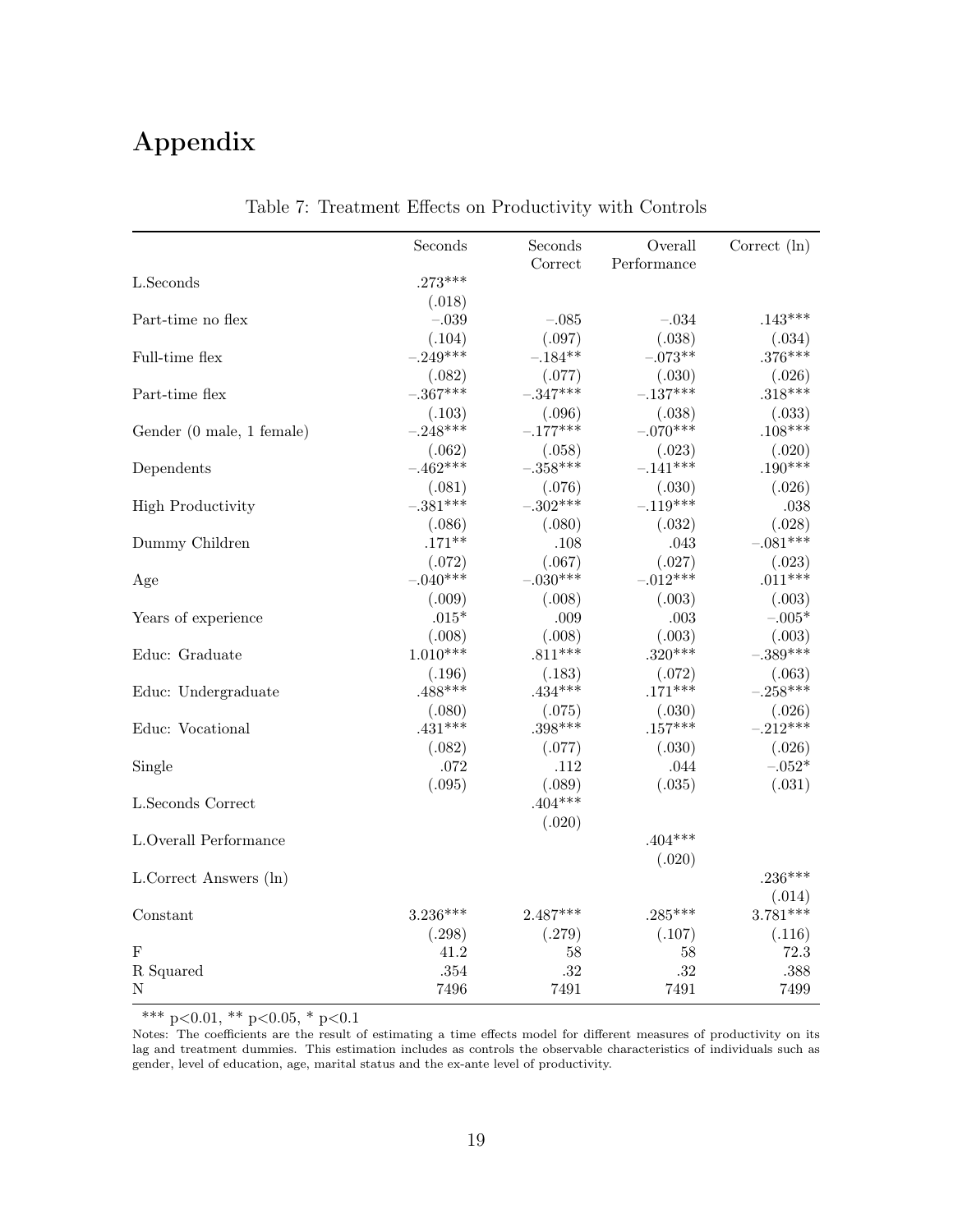# Appendix

Table 7: Treatment Effects on Productivity with Controls

| | Seconds | Seconds Correct | Overall Performance | Correct (ln) |
|---|---|---|---|---|
| L.Seconds | .273*** | | | |
| | (.018) | | | |
| Part-time no flex | −.039 | −.085 | −.034 | .143*** |
| | (.104) | (.097) | (.038) | (.034) |
| Full-time flex | −.249*** | −.184** | −.073** | .376*** |
| | (.082) | (.077) | (.030) | (.026) |
| Part-time flex | −.367*** | −.347*** | −.137*** | .318*** |
| | (.103) | (.096) | (.038) | (.033) |
| Gender (0 male, 1 female) | −.248*** | −.177*** | −.070*** | .108*** |
| | (.062) | (.058) | (.023) | (.020) |
| Dependents | −.462*** | −.358*** | −.141*** | .190*** |
| | (.081) | (.076) | (.030) | (.026) |
| High Productivity | −.381*** | −.302*** | −.119*** | .038 |
| | (.086) | (.080) | (.032) | (.028) |
| Dummy Children | .171** | .108 | .043 | −.081*** |
| | (.072) | (.067) | (.027) | (.023) |
| Age | −.040*** | −.030*** | −.012*** | .011*** |
| | (.009) | (.008) | (.003) | (.003) |
| Years of experience | .015* | .009 | .003 | −.005* |
| | (.008) | (.008) | (.003) | (.003) |
| Educ: Graduate | 1.010*** | .811*** | .320*** | −.389*** |
| | (.196) | (.183) | (.072) | (.063) |
| Educ: Undergraduate | .488*** | .434*** | .171*** | −.258*** |
| | (.080) | (.075) | (.030) | (.026) |
| Educ: Vocational | .431*** | .398*** | .157*** | −.212*** |
| | (.082) | (.077) | (.030) | (.026) |
| Single | .072 | .112 | .044 | −.052* |
| | (.095) | (.089) | (.035) | (.031) |
| L.Seconds Correct | | .404*** | | |
| | | (.020) | | |
| L.Overall Performance | | | .404*** | |
| | | | (.020) | |
| L.Correct Answers (ln) | | | | .236*** |
| | | | | (.014) |
| Constant | 3.236*** | 2.487*** | .285*** | 3.781*** |
| | (.298) | (.279) | (.107) | (.116) |
| F | 41.2 | 58 | 58 | 72.3 |
| R Squared | .354 | .32 | .32 | .388 |
| N | 7496 | 7491 | 7491 | 7499 |

*** $p<0.01$, ** $p<0.05$, * $p<0.1$

Notes: The coefficients are the result of estimating a time effects model for different measures of productivity on its lag and treatment dummies. This estimation includes as controls the observable characteristics of individuals such as gender, level of education, age, marital status and the ex-ante level of productivity.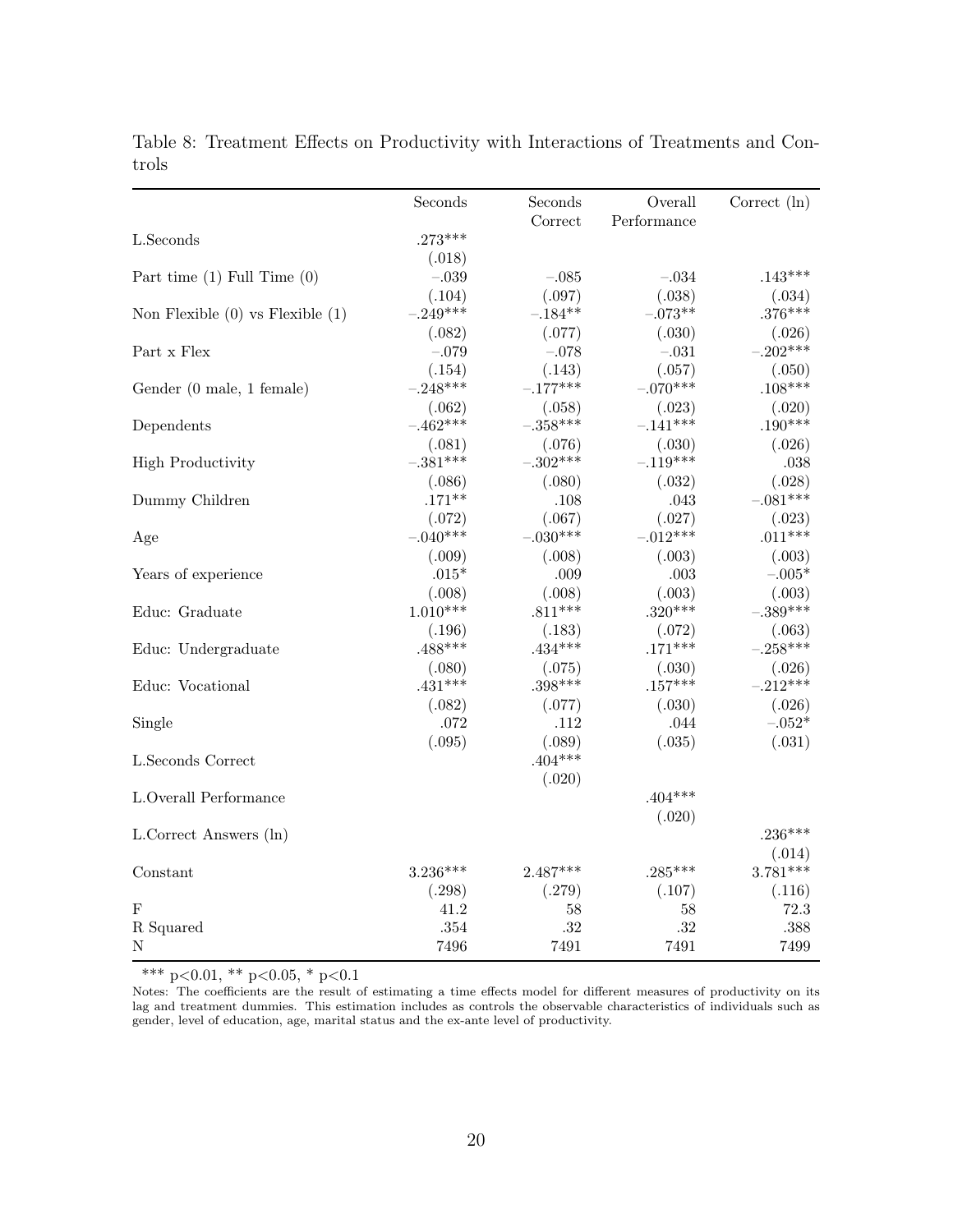Table 8: Treatment Effects on Productivity with Interactions of Treatments and Controls

| | Seconds | Seconds Correct | Overall Performance | Correct (ln) |
|---|---|---|---|---|
| L.Seconds | .273*** | | | |
| | (.018) | | | |
| Part time (1) Full Time (0) | −.039 | −.085 | −.034 | .143*** |
| | (.104) | (.097) | (.038) | (.034) |
| Non Flexible (0) vs Flexible (1) | −.249*** | −.184** | −.073** | .376*** |
| | (.082) | (.077) | (.030) | (.026) |
| Part x Flex | −.079 | −.078 | −.031 | −.202*** |
| | (.154) | (.143) | (.057) | (.050) |
| Gender (0 male, 1 female) | −.248*** | −.177*** | −.070*** | .108*** |
| | (.062) | (.058) | (.023) | (.020) |
| Dependents | −.462*** | −.358*** | −.141*** | .190*** |
| | (.081) | (.076) | (.030) | (.026) |
| High Productivity | −.381*** | −.302*** | −.119*** | .038 |
| | (.086) | (.080) | (.032) | (.028) |
| Dummy Children | .171** | .108 | .043 | −.081*** |
| | (.072) | (.067) | (.027) | (.023) |
| Age | −.040*** | −.030*** | −.012*** | .011*** |
| | (.009) | (.008) | (.003) | (.003) |
| Years of experience | .015* | .009 | .003 | −.005* |
| | (.008) | (.008) | (.003) | (.003) |
| Educ: Graduate | 1.010*** | .811*** | .320*** | −.389*** |
| | (.196) | (.183) | (.072) | (.063) |
| Educ: Undergraduate | .488*** | .434*** | .171*** | −.258*** |
| | (.080) | (.075) | (.030) | (.026) |
| Educ: Vocational | .431*** | .398*** | .157*** | −.212*** |
| | (.082) | (.077) | (.030) | (.026) |
| Single | .072 | .112 | .044 | −.052* |
| | (.095) | (.089) | (.035) | (.031) |
| L.Seconds Correct | | .404*** | | |
| | | (.020) | | |
| L.Overall Performance | | | .404*** | |
| | | | (.020) | |
| L.Correct Answers (ln) | | | | .236*** |
| | | | | (.014) |
| Constant | 3.236*** | 2.487*** | .285*** | 3.781*** |
| | (.298) | (.279) | (.107) | (.116) |
| F | 41.2 | 58 | 58 | 72.3 |
| R Squared | .354 | .32 | .32 | .388 |
| N | 7496 | 7491 | 7491 | 7499 |

*** $p<0.01$, ** $p<0.05$, * $p<0.1$

Notes: The coefficients are the result of estimating a time effects model for different measures of productivity on its lag and treatment dummies. This estimation includes as controls the observable characteristics of individuals such as gender, level of education, age, marital status and the ex-ante level of productivity.